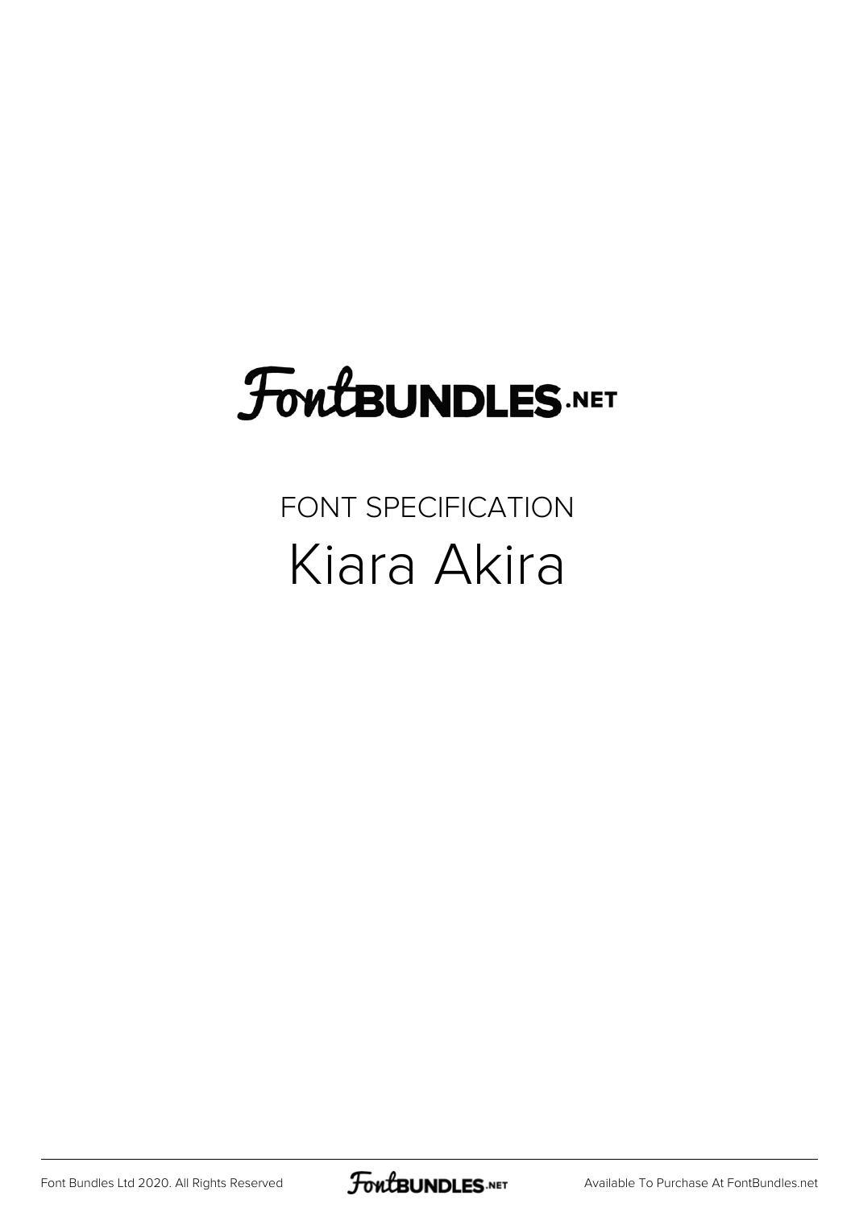# FontBUNDLES.NET

FONT SPECIFICATION

## Kiara Akira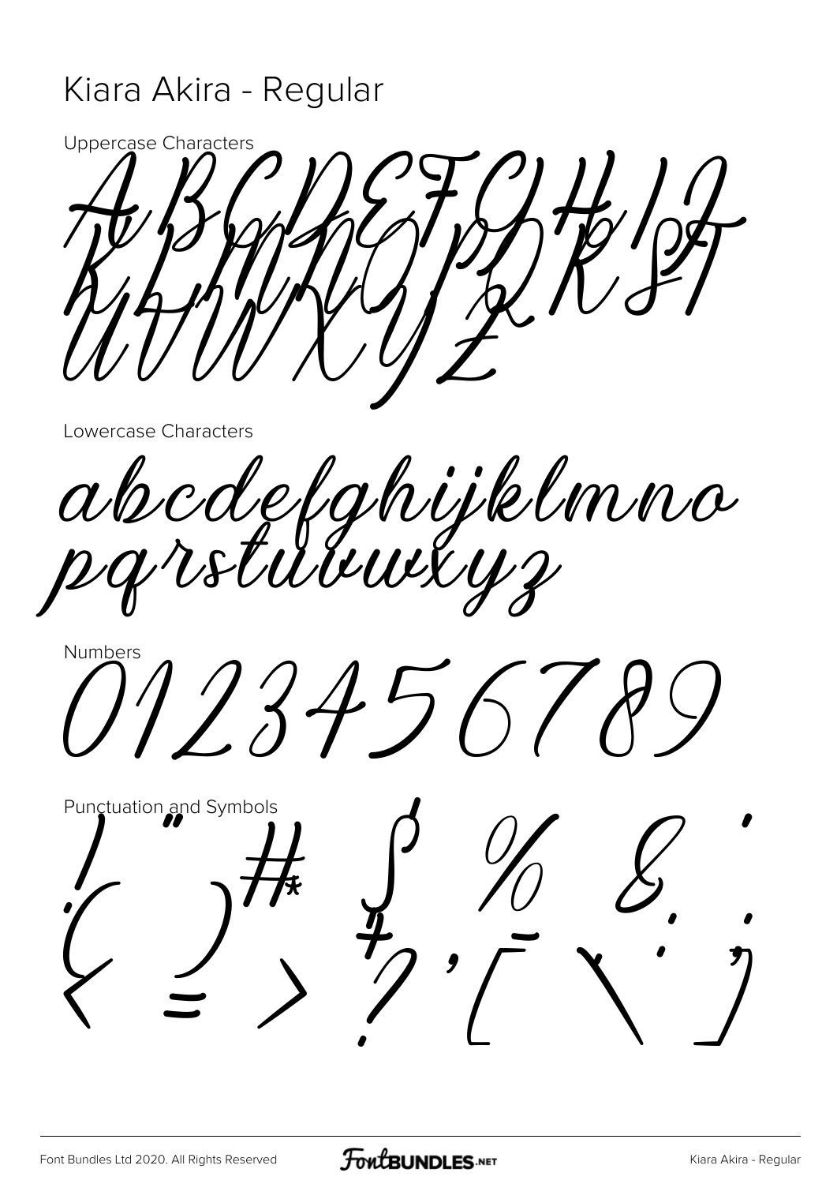# Kiara Akira - Regular

Uppercase Characters

ABCDEFGHIJ
KLMNOPQRST
UVWXYZ

Lowercase Characters

abcdefghijklmno
pqrstuvwxyz

Numbers

0123456789

Punctuation and Symbols

! " # $ % & '
( ) * + , - . /
: ; < = > ? [ \ ]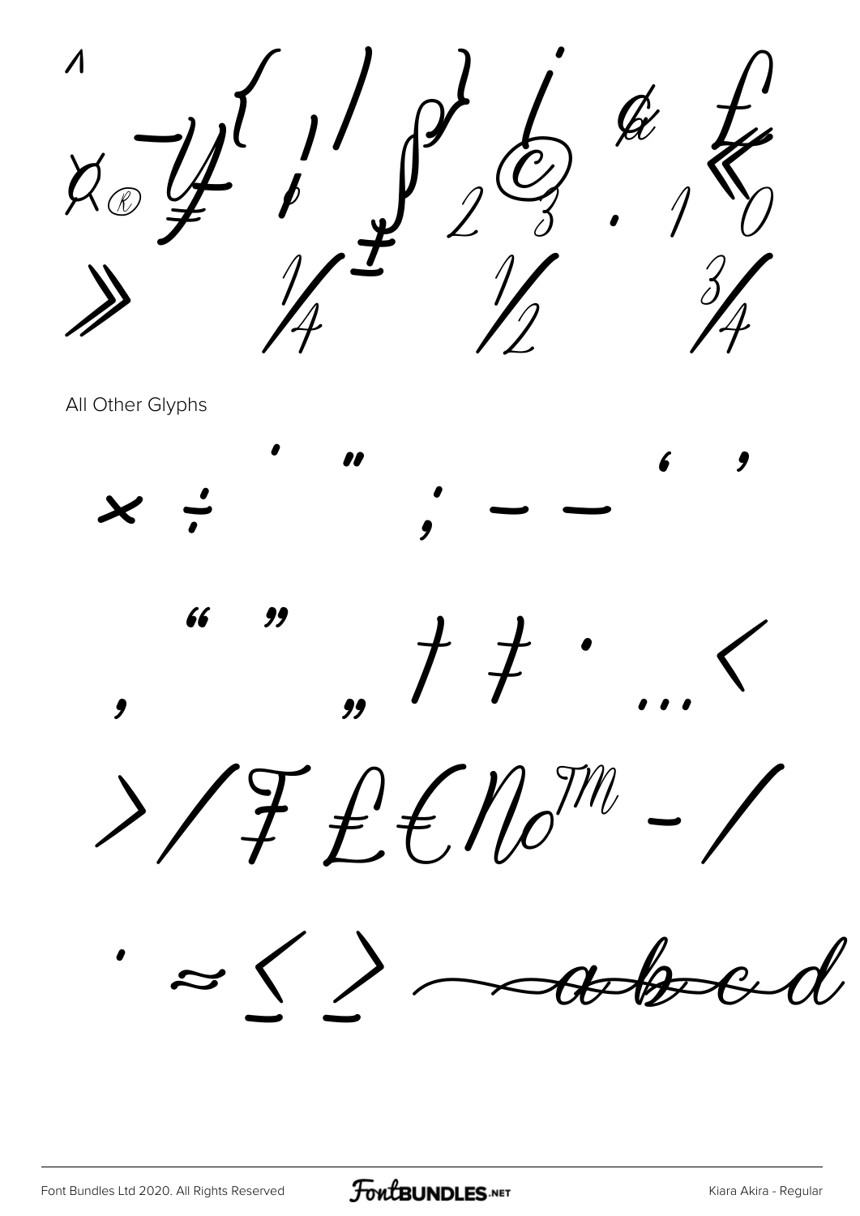^ ¤ ® ¯ ¥ ¦ ¡ { | } ∫ ª ¿ © ² ³ ¢ . ¹ £ « º

» ¼ ± ½ ¾

All Other Glyphs

× ÷ ˙ ˝ ; – — ' '

, " " „ † ‡ • … ‹

› ⁄ ₣ ₤ € № ™ − ∕

· ≈ ≤ ≥ ⁀ a b c d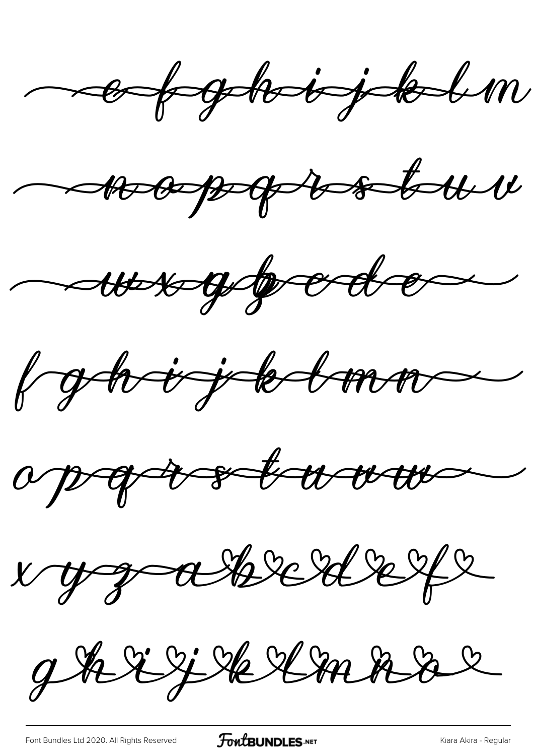efghijklm

nopqrstuv

wxyzbcde

fghijklmn

opqrstuvw

xyzabcdef

ghijklmno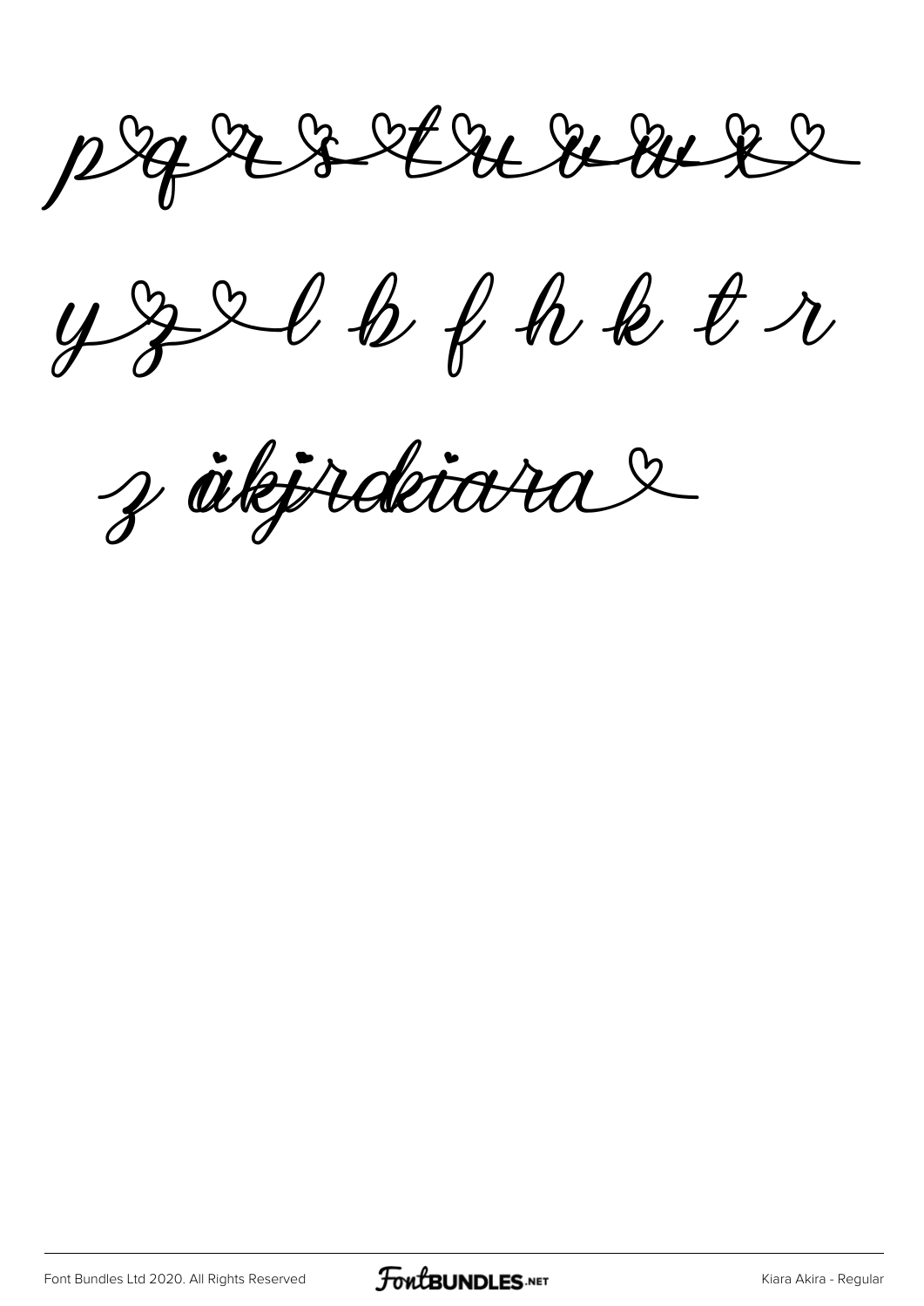p q r s t u v w x

y z l b f h k t r

z ä k j r d k i a r a